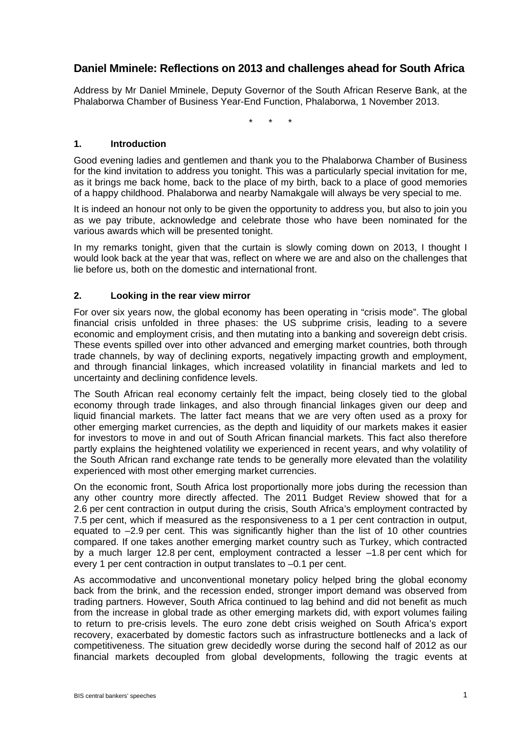# Daniel Mminele: Reflections on 2013 and challenges ahead for South Africa

Address by Mr Daniel Mminele, Deputy Governor of the South African Reserve Bank, at the Phalaborwa Chamber of Business Year-End Function, Phalaborwa, 1 November 2013.

\*  \*  \*

## 1. Introduction

Good evening ladies and gentlemen and thank you to the Phalaborwa Chamber of Business for the kind invitation to address you tonight. This was a particularly special invitation for me, as it brings me back home, back to the place of my birth, back to a place of good memories of a happy childhood. Phalaborwa and nearby Namakgale will always be very special to me.

It is indeed an honour not only to be given the opportunity to address you, but also to join you as we pay tribute, acknowledge and celebrate those who have been nominated for the various awards which will be presented tonight.

In my remarks tonight, given that the curtain is slowly coming down on 2013, I thought I would look back at the year that was, reflect on where we are and also on the challenges that lie before us, both on the domestic and international front.

## 2. Looking in the rear view mirror

For over six years now, the global economy has been operating in "crisis mode". The global financial crisis unfolded in three phases: the US subprime crisis, leading to a severe economic and employment crisis, and then mutating into a banking and sovereign debt crisis. These events spilled over into other advanced and emerging market countries, both through trade channels, by way of declining exports, negatively impacting growth and employment, and through financial linkages, which increased volatility in financial markets and led to uncertainty and declining confidence levels.

The South African real economy certainly felt the impact, being closely tied to the global economy through trade linkages, and also through financial linkages given our deep and liquid financial markets. The latter fact means that we are very often used as a proxy for other emerging market currencies, as the depth and liquidity of our markets makes it easier for investors to move in and out of South African financial markets. This fact also therefore partly explains the heightened volatility we experienced in recent years, and why volatility of the South African rand exchange rate tends to be generally more elevated than the volatility experienced with most other emerging market currencies.

On the economic front, South Africa lost proportionally more jobs during the recession than any other country more directly affected. The 2011 Budget Review showed that for a 2.6 per cent contraction in output during the crisis, South Africa's employment contracted by 7.5 per cent, which if measured as the responsiveness to a 1 per cent contraction in output, equated to –2.9 per cent. This was significantly higher than the list of 10 other countries compared. If one takes another emerging market country such as Turkey, which contracted by a much larger 12.8 per cent, employment contracted a lesser –1.8 per cent which for every 1 per cent contraction in output translates to –0.1 per cent.

As accommodative and unconventional monetary policy helped bring the global economy back from the brink, and the recession ended, stronger import demand was observed from trading partners. However, South Africa continued to lag behind and did not benefit as much from the increase in global trade as other emerging markets did, with export volumes failing to return to pre-crisis levels. The euro zone debt crisis weighed on South Africa's export recovery, exacerbated by domestic factors such as infrastructure bottlenecks and a lack of competitiveness. The situation grew decidedly worse during the second half of 2012 as our financial markets decoupled from global developments, following the tragic events at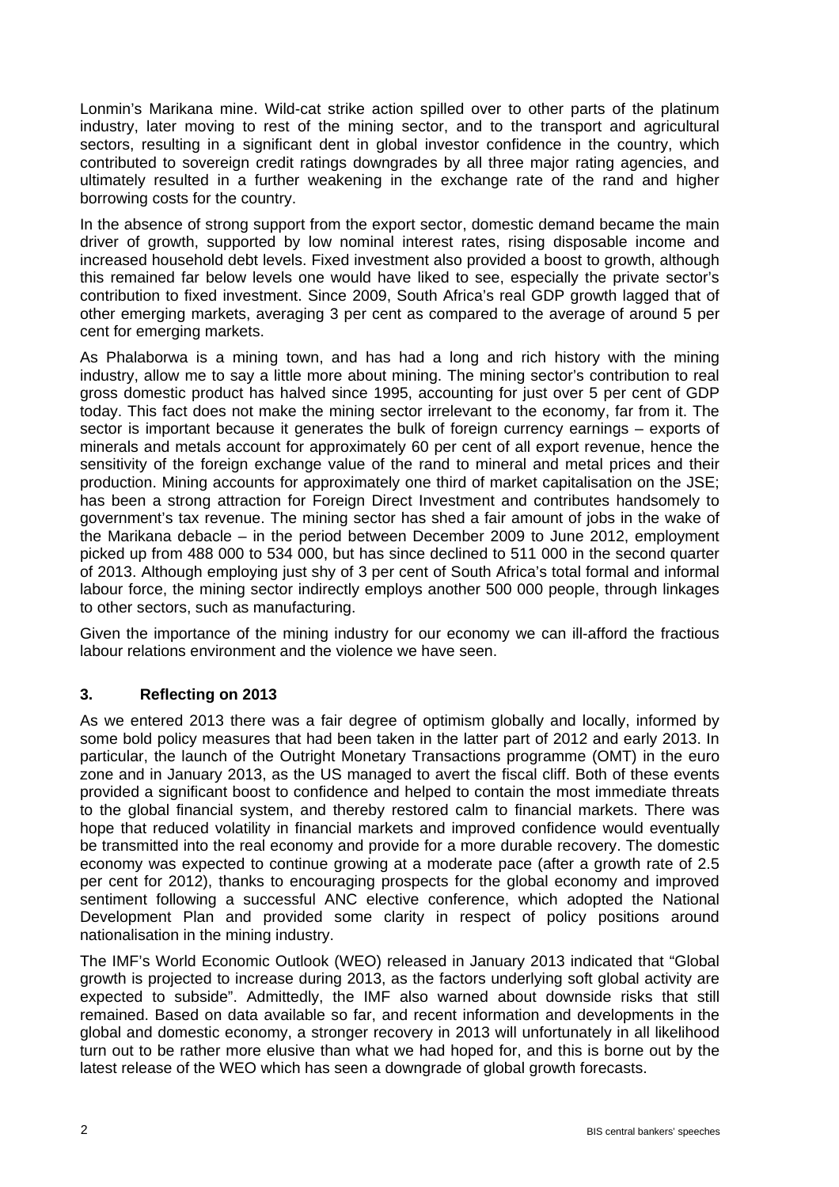Lonmin's Marikana mine. Wild-cat strike action spilled over to other parts of the platinum industry, later moving to rest of the mining sector, and to the transport and agricultural sectors, resulting in a significant dent in global investor confidence in the country, which contributed to sovereign credit ratings downgrades by all three major rating agencies, and ultimately resulted in a further weakening in the exchange rate of the rand and higher borrowing costs for the country.

In the absence of strong support from the export sector, domestic demand became the main driver of growth, supported by low nominal interest rates, rising disposable income and increased household debt levels. Fixed investment also provided a boost to growth, although this remained far below levels one would have liked to see, especially the private sector's contribution to fixed investment. Since 2009, South Africa's real GDP growth lagged that of other emerging markets, averaging 3 per cent as compared to the average of around 5 per cent for emerging markets.

As Phalaborwa is a mining town, and has had a long and rich history with the mining industry, allow me to say a little more about mining. The mining sector's contribution to real gross domestic product has halved since 1995, accounting for just over 5 per cent of GDP today. This fact does not make the mining sector irrelevant to the economy, far from it. The sector is important because it generates the bulk of foreign currency earnings – exports of minerals and metals account for approximately 60 per cent of all export revenue, hence the sensitivity of the foreign exchange value of the rand to mineral and metal prices and their production. Mining accounts for approximately one third of market capitalisation on the JSE; has been a strong attraction for Foreign Direct Investment and contributes handsomely to government's tax revenue. The mining sector has shed a fair amount of jobs in the wake of the Marikana debacle – in the period between December 2009 to June 2012, employment picked up from 488 000 to 534 000, but has since declined to 511 000 in the second quarter of 2013. Although employing just shy of 3 per cent of South Africa's total formal and informal labour force, the mining sector indirectly employs another 500 000 people, through linkages to other sectors, such as manufacturing.

Given the importance of the mining industry for our economy we can ill-afford the fractious labour relations environment and the violence we have seen.

## 3. Reflecting on 2013

As we entered 2013 there was a fair degree of optimism globally and locally, informed by some bold policy measures that had been taken in the latter part of 2012 and early 2013. In particular, the launch of the Outright Monetary Transactions programme (OMT) in the euro zone and in January 2013, as the US managed to avert the fiscal cliff. Both of these events provided a significant boost to confidence and helped to contain the most immediate threats to the global financial system, and thereby restored calm to financial markets. There was hope that reduced volatility in financial markets and improved confidence would eventually be transmitted into the real economy and provide for a more durable recovery. The domestic economy was expected to continue growing at a moderate pace (after a growth rate of 2.5 per cent for 2012), thanks to encouraging prospects for the global economy and improved sentiment following a successful ANC elective conference, which adopted the National Development Plan and provided some clarity in respect of policy positions around nationalisation in the mining industry.

The IMF's World Economic Outlook (WEO) released in January 2013 indicated that "Global growth is projected to increase during 2013, as the factors underlying soft global activity are expected to subside". Admittedly, the IMF also warned about downside risks that still remained. Based on data available so far, and recent information and developments in the global and domestic economy, a stronger recovery in 2013 will unfortunately in all likelihood turn out to be rather more elusive than what we had hoped for, and this is borne out by the latest release of the WEO which has seen a downgrade of global growth forecasts.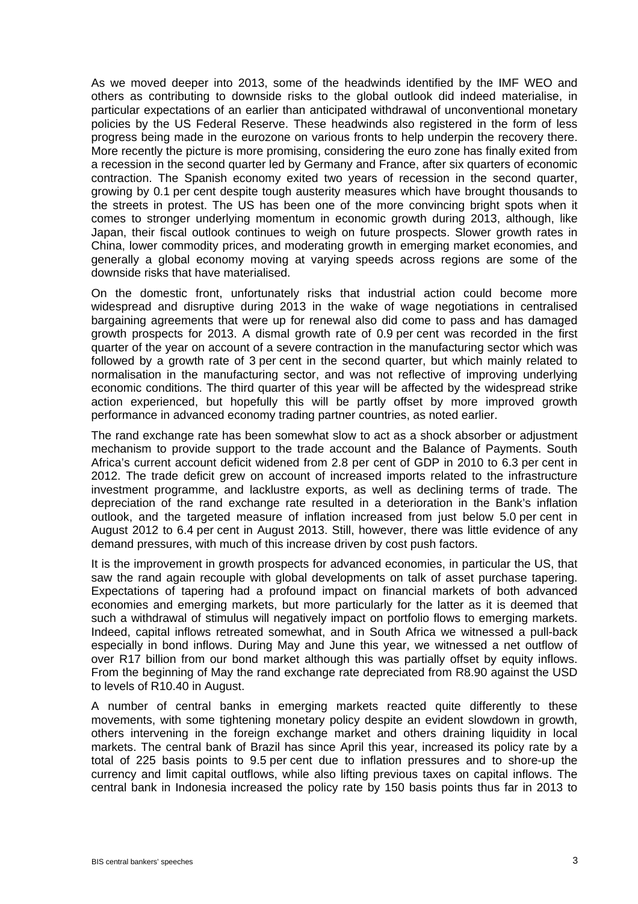As we moved deeper into 2013, some of the headwinds identified by the IMF WEO and others as contributing to downside risks to the global outlook did indeed materialise, in particular expectations of an earlier than anticipated withdrawal of unconventional monetary policies by the US Federal Reserve. These headwinds also registered in the form of less progress being made in the eurozone on various fronts to help underpin the recovery there. More recently the picture is more promising, considering the euro zone has finally exited from a recession in the second quarter led by Germany and France, after six quarters of economic contraction. The Spanish economy exited two years of recession in the second quarter, growing by 0.1 per cent despite tough austerity measures which have brought thousands to the streets in protest. The US has been one of the more convincing bright spots when it comes to stronger underlying momentum in economic growth during 2013, although, like Japan, their fiscal outlook continues to weigh on future prospects. Slower growth rates in China, lower commodity prices, and moderating growth in emerging market economies, and generally a global economy moving at varying speeds across regions are some of the downside risks that have materialised.

On the domestic front, unfortunately risks that industrial action could become more widespread and disruptive during 2013 in the wake of wage negotiations in centralised bargaining agreements that were up for renewal also did come to pass and has damaged growth prospects for 2013. A dismal growth rate of 0.9 per cent was recorded in the first quarter of the year on account of a severe contraction in the manufacturing sector which was followed by a growth rate of 3 per cent in the second quarter, but which mainly related to normalisation in the manufacturing sector, and was not reflective of improving underlying economic conditions. The third quarter of this year will be affected by the widespread strike action experienced, but hopefully this will be partly offset by more improved growth performance in advanced economy trading partner countries, as noted earlier.

The rand exchange rate has been somewhat slow to act as a shock absorber or adjustment mechanism to provide support to the trade account and the Balance of Payments. South Africa's current account deficit widened from 2.8 per cent of GDP in 2010 to 6.3 per cent in 2012. The trade deficit grew on account of increased imports related to the infrastructure investment programme, and lacklustre exports, as well as declining terms of trade. The depreciation of the rand exchange rate resulted in a deterioration in the Bank's inflation outlook, and the targeted measure of inflation increased from just below 5.0 per cent in August 2012 to 6.4 per cent in August 2013. Still, however, there was little evidence of any demand pressures, with much of this increase driven by cost push factors.

It is the improvement in growth prospects for advanced economies, in particular the US, that saw the rand again recouple with global developments on talk of asset purchase tapering. Expectations of tapering had a profound impact on financial markets of both advanced economies and emerging markets, but more particularly for the latter as it is deemed that such a withdrawal of stimulus will negatively impact on portfolio flows to emerging markets. Indeed, capital inflows retreated somewhat, and in South Africa we witnessed a pull-back especially in bond inflows. During May and June this year, we witnessed a net outflow of over R17 billion from our bond market although this was partially offset by equity inflows. From the beginning of May the rand exchange rate depreciated from R8.90 against the USD to levels of R10.40 in August.

A number of central banks in emerging markets reacted quite differently to these movements, with some tightening monetary policy despite an evident slowdown in growth, others intervening in the foreign exchange market and others draining liquidity in local markets. The central bank of Brazil has since April this year, increased its policy rate by a total of 225 basis points to 9.5 per cent due to inflation pressures and to shore-up the currency and limit capital outflows, while also lifting previous taxes on capital inflows. The central bank in Indonesia increased the policy rate by 150 basis points thus far in 2013 to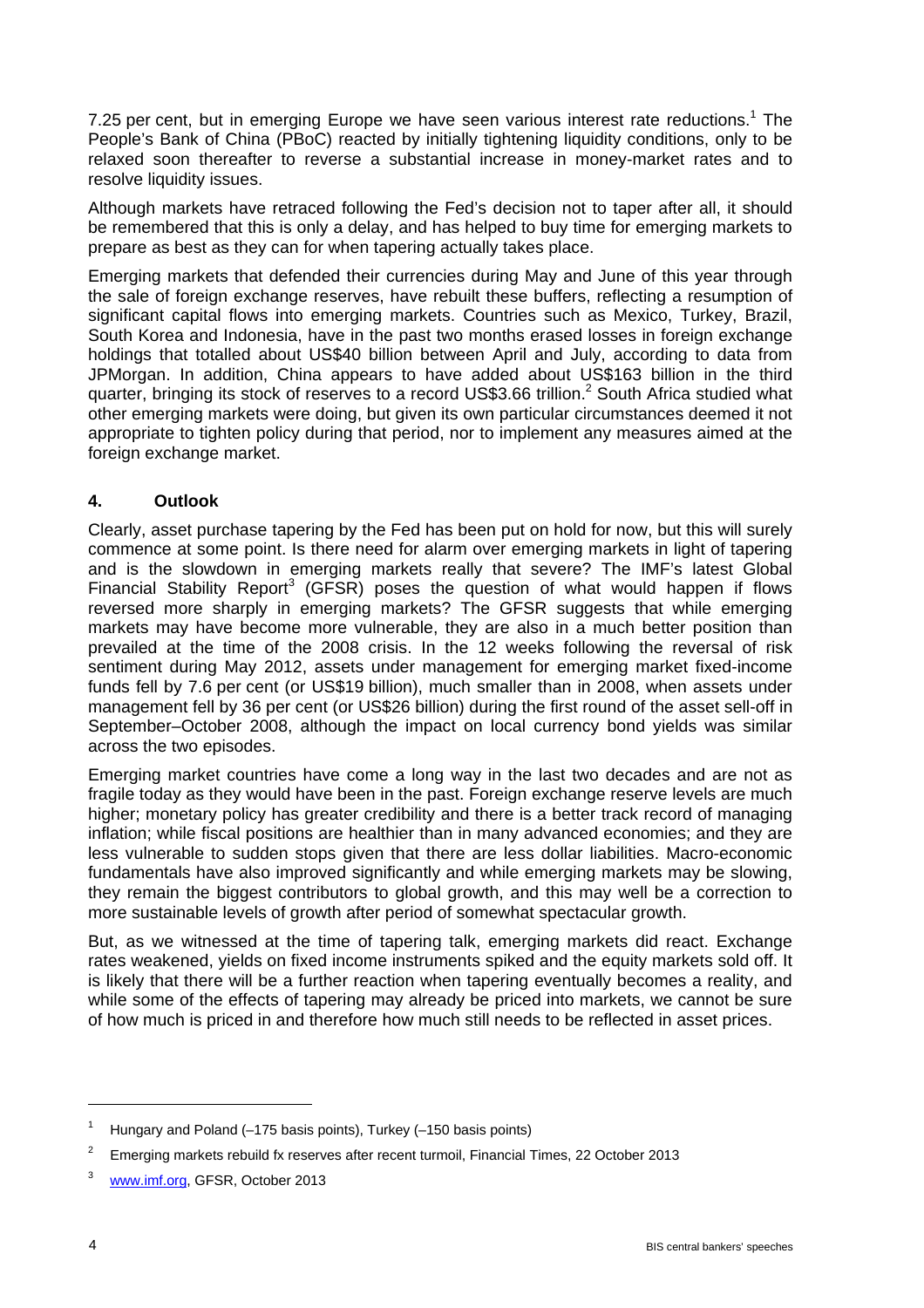7.25 per cent, but in emerging Europe we have seen various interest rate reductions.[1] The People's Bank of China (PBoC) reacted by initially tightening liquidity conditions, only to be relaxed soon thereafter to reverse a substantial increase in money-market rates and to resolve liquidity issues.

Although markets have retraced following the Fed's decision not to taper after all, it should be remembered that this is only a delay, and has helped to buy time for emerging markets to prepare as best as they can for when tapering actually takes place.

Emerging markets that defended their currencies during May and June of this year through the sale of foreign exchange reserves, have rebuilt these buffers, reflecting a resumption of significant capital flows into emerging markets. Countries such as Mexico, Turkey, Brazil, South Korea and Indonesia, have in the past two months erased losses in foreign exchange holdings that totalled about US$40 billion between April and July, according to data from JPMorgan. In addition, China appears to have added about US$163 billion in the third quarter, bringing its stock of reserves to a record US$3.66 trillion.[2] South Africa studied what other emerging markets were doing, but given its own particular circumstances deemed it not appropriate to tighten policy during that period, nor to implement any measures aimed at the foreign exchange market.

## 4. Outlook

Clearly, asset purchase tapering by the Fed has been put on hold for now, but this will surely commence at some point. Is there need for alarm over emerging markets in light of tapering and is the slowdown in emerging markets really that severe? The IMF's latest Global Financial Stability Report[3] (GFSR) poses the question of what would happen if flows reversed more sharply in emerging markets? The GFSR suggests that while emerging markets may have become more vulnerable, they are also in a much better position than prevailed at the time of the 2008 crisis. In the 12 weeks following the reversal of risk sentiment during May 2012, assets under management for emerging market fixed-income funds fell by 7.6 per cent (or US$19 billion), much smaller than in 2008, when assets under management fell by 36 per cent (or US$26 billion) during the first round of the asset sell-off in September–October 2008, although the impact on local currency bond yields was similar across the two episodes.

Emerging market countries have come a long way in the last two decades and are not as fragile today as they would have been in the past. Foreign exchange reserve levels are much higher; monetary policy has greater credibility and there is a better track record of managing inflation; while fiscal positions are healthier than in many advanced economies; and they are less vulnerable to sudden stops given that there are less dollar liabilities. Macro-economic fundamentals have also improved significantly and while emerging markets may be slowing, they remain the biggest contributors to global growth, and this may well be a correction to more sustainable levels of growth after period of somewhat spectacular growth.

But, as we witnessed at the time of tapering talk, emerging markets did react. Exchange rates weakened, yields on fixed income instruments spiked and the equity markets sold off. It is likely that there will be a further reaction when tapering eventually becomes a reality, and while some of the effects of tapering may already be priced into markets, we cannot be sure of how much is priced in and therefore how much still needs to be reflected in asset prices.

---

[1] Hungary and Poland (–175 basis points), Turkey (–150 basis points)

[2] Emerging markets rebuild fx reserves after recent turmoil, Financial Times, 22 October 2013

[3] www.imf.org, GFSR, October 2013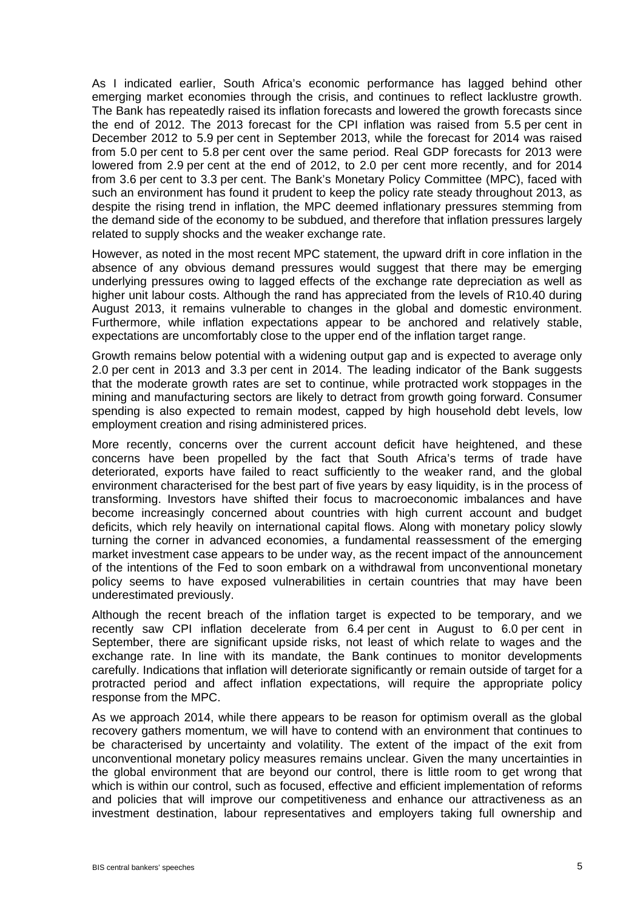As I indicated earlier, South Africa's economic performance has lagged behind other emerging market economies through the crisis, and continues to reflect lacklustre growth. The Bank has repeatedly raised its inflation forecasts and lowered the growth forecasts since the end of 2012. The 2013 forecast for the CPI inflation was raised from 5.5 per cent in December 2012 to 5.9 per cent in September 2013, while the forecast for 2014 was raised from 5.0 per cent to 5.8 per cent over the same period. Real GDP forecasts for 2013 were lowered from 2.9 per cent at the end of 2012, to 2.0 per cent more recently, and for 2014 from 3.6 per cent to 3.3 per cent. The Bank's Monetary Policy Committee (MPC), faced with such an environment has found it prudent to keep the policy rate steady throughout 2013, as despite the rising trend in inflation, the MPC deemed inflationary pressures stemming from the demand side of the economy to be subdued, and therefore that inflation pressures largely related to supply shocks and the weaker exchange rate.

However, as noted in the most recent MPC statement, the upward drift in core inflation in the absence of any obvious demand pressures would suggest that there may be emerging underlying pressures owing to lagged effects of the exchange rate depreciation as well as higher unit labour costs. Although the rand has appreciated from the levels of R10.40 during August 2013, it remains vulnerable to changes in the global and domestic environment. Furthermore, while inflation expectations appear to be anchored and relatively stable, expectations are uncomfortably close to the upper end of the inflation target range.

Growth remains below potential with a widening output gap and is expected to average only 2.0 per cent in 2013 and 3.3 per cent in 2014. The leading indicator of the Bank suggests that the moderate growth rates are set to continue, while protracted work stoppages in the mining and manufacturing sectors are likely to detract from growth going forward. Consumer spending is also expected to remain modest, capped by high household debt levels, low employment creation and rising administered prices.

More recently, concerns over the current account deficit have heightened, and these concerns have been propelled by the fact that South Africa's terms of trade have deteriorated, exports have failed to react sufficiently to the weaker rand, and the global environment characterised for the best part of five years by easy liquidity, is in the process of transforming. Investors have shifted their focus to macroeconomic imbalances and have become increasingly concerned about countries with high current account and budget deficits, which rely heavily on international capital flows. Along with monetary policy slowly turning the corner in advanced economies, a fundamental reassessment of the emerging market investment case appears to be under way, as the recent impact of the announcement of the intentions of the Fed to soon embark on a withdrawal from unconventional monetary policy seems to have exposed vulnerabilities in certain countries that may have been underestimated previously.

Although the recent breach of the inflation target is expected to be temporary, and we recently saw CPI inflation decelerate from 6.4 per cent in August to 6.0 per cent in September, there are significant upside risks, not least of which relate to wages and the exchange rate. In line with its mandate, the Bank continues to monitor developments carefully. Indications that inflation will deteriorate significantly or remain outside of target for a protracted period and affect inflation expectations, will require the appropriate policy response from the MPC.

As we approach 2014, while there appears to be reason for optimism overall as the global recovery gathers momentum, we will have to contend with an environment that continues to be characterised by uncertainty and volatility. The extent of the impact of the exit from unconventional monetary policy measures remains unclear. Given the many uncertainties in the global environment that are beyond our control, there is little room to get wrong that which is within our control, such as focused, effective and efficient implementation of reforms and policies that will improve our competitiveness and enhance our attractiveness as an investment destination, labour representatives and employers taking full ownership and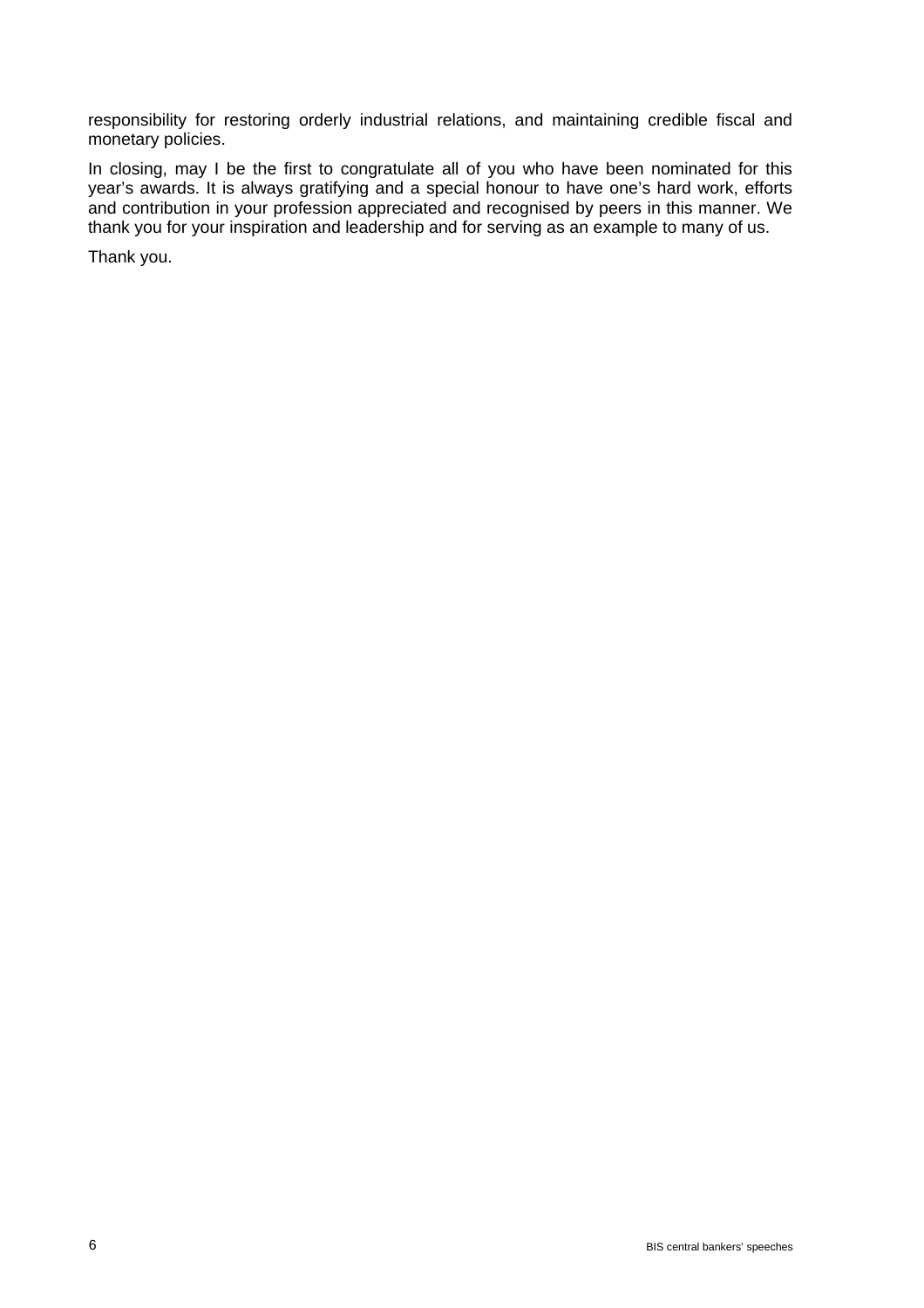responsibility for restoring orderly industrial relations, and maintaining credible fiscal and monetary policies.

In closing, may I be the first to congratulate all of you who have been nominated for this year's awards. It is always gratifying and a special honour to have one's hard work, efforts and contribution in your profession appreciated and recognised by peers in this manner. We thank you for your inspiration and leadership and for serving as an example to many of us.

Thank you.